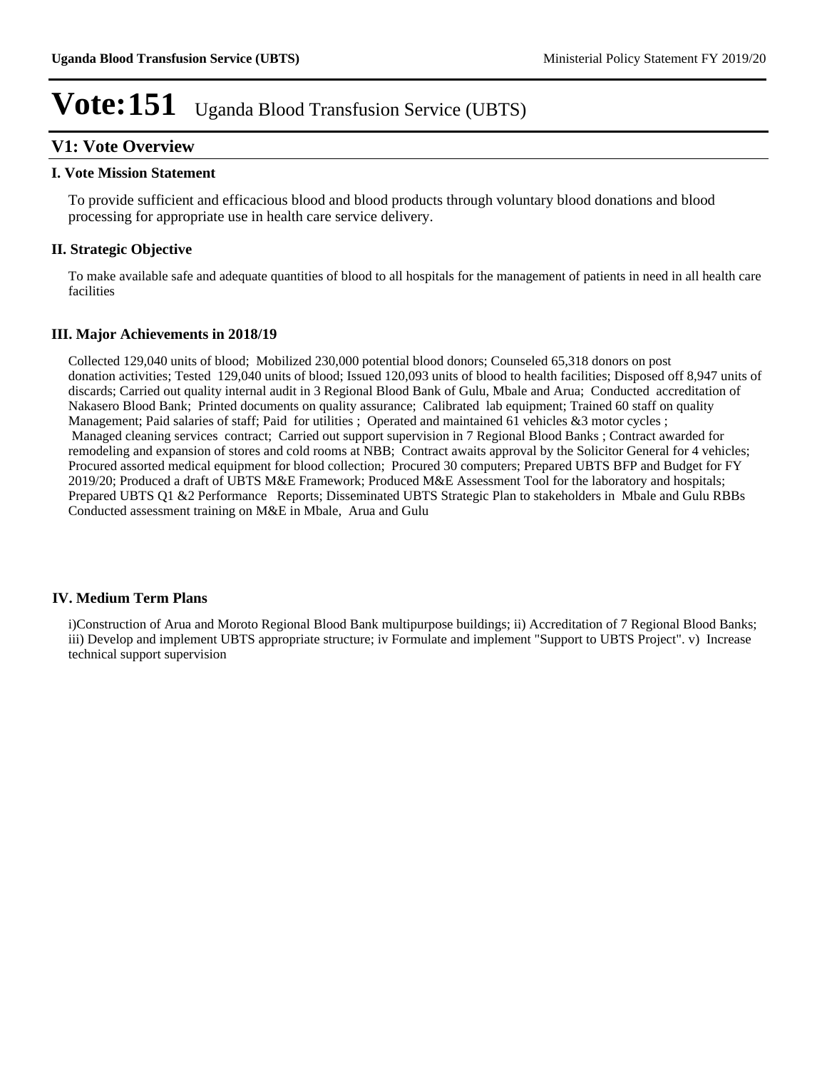# Vote:151 Uganda Blood Transfusion Service (UBTS)

## V1: Vote Overview

### I. Vote Mission Statement

To provide sufficient and efficacious blood and blood products through voluntary blood donations and blood processing for appropriate use in health care service delivery.

### II. Strategic Objective

To make available safe and adequate quantities of blood to all hospitals for the management of patients in need in all health care facilities

### III. Major Achievements in 2018/19

Collected 129,040 units of blood; Mobilized 230,000 potential blood donors; Counseled 65,318 donors on post donation activities; Tested 129,040 units of blood; Issued 120,093 units of blood to health facilities; Disposed off 8,947 units of discards; Carried out quality internal audit in 3 Regional Blood Bank of Gulu, Mbale and Arua; Conducted accreditation of Nakasero Blood Bank; Printed documents on quality assurance; Calibrated lab equipment; Trained 60 staff on quality Management; Paid salaries of staff; Paid for utilities ; Operated and maintained 61 vehicles &3 motor cycles ; Managed cleaning services contract; Carried out support supervision in 7 Regional Blood Banks ; Contract awarded for remodeling and expansion of stores and cold rooms at NBB; Contract awaits approval by the Solicitor General for 4 vehicles; Procured assorted medical equipment for blood collection; Procured 30 computers; Prepared UBTS BFP and Budget for FY 2019/20; Produced a draft of UBTS M&E Framework; Produced M&E Assessment Tool for the laboratory and hospitals; Prepared UBTS Q1 &2 Performance Reports; Disseminated UBTS Strategic Plan to stakeholders in Mbale and Gulu RBBs Conducted assessment training on M&E in Mbale, Arua and Gulu

### IV. Medium Term Plans

i)Construction of Arua and Moroto Regional Blood Bank multipurpose buildings; ii) Accreditation of 7 Regional Blood Banks; iii) Develop and implement UBTS appropriate structure; iv Formulate and implement "Support to UBTS Project". v) Increase technical support supervision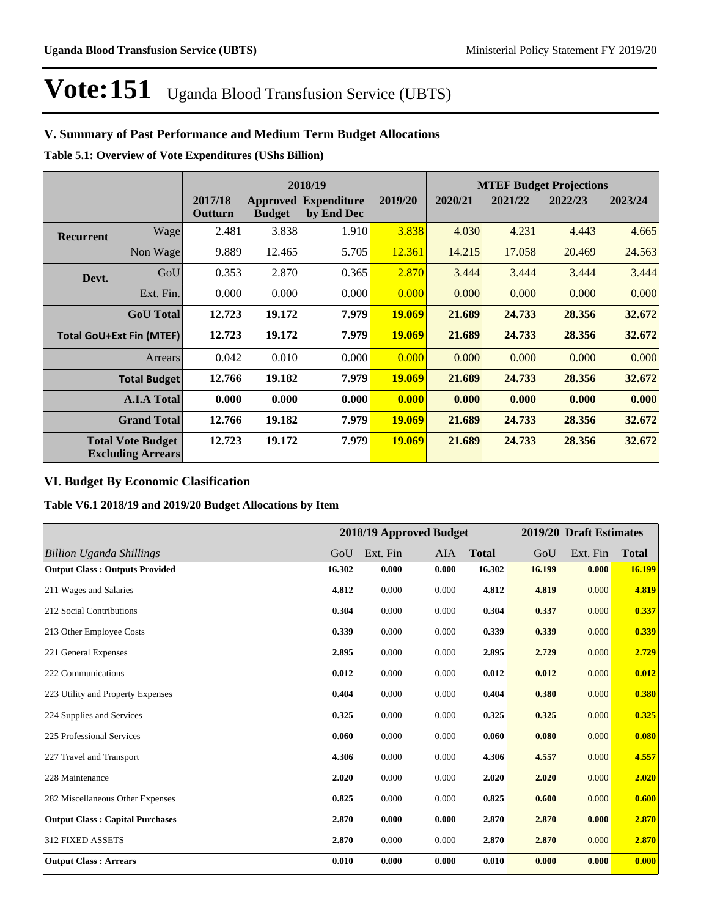# Vote:151 Uganda Blood Transfusion Service (UBTS)

## V. Summary of Past Performance and Medium Term Budget Allocations

**Table 5.1: Overview of Vote Expenditures (UShs Billion)**

| | | | 2018/19 | | | MTEF Budget Projections | | | |
|---|---|---|---|---|---|---|---|---|---|
| | | 2017/18 Outturn | Approved Budget | Expenditure by End Dec | 2019/20 | 2020/21 | 2021/22 | 2022/23 | 2023/24 |
| **Recurrent** | Wage | 2.481 | 3.838 | 1.910 | 3.838 | 4.030 | 4.231 | 4.443 | 4.665 |
| | Non Wage | 9.889 | 12.465 | 5.705 | 12.361 | 14.215 | 17.058 | 20.469 | 24.563 |
| **Devt.** | GoU | 0.353 | 2.870 | 0.365 | 2.870 | 3.444 | 3.444 | 3.444 | 3.444 |
| | Ext. Fin. | 0.000 | 0.000 | 0.000 | 0.000 | 0.000 | 0.000 | 0.000 | 0.000 |
| | **GoU Total** | **12.723** | **19.172** | **7.979** | **19.069** | **21.689** | **24.733** | **28.356** | **32.672** |
| **Total GoU+Ext Fin (MTEF)** | | **12.723** | **19.172** | **7.979** | **19.069** | **21.689** | **24.733** | **28.356** | **32.672** |
| | Arrears | 0.042 | 0.010 | 0.000 | 0.000 | 0.000 | 0.000 | 0.000 | 0.000 |
| | **Total Budget** | **12.766** | **19.182** | **7.979** | **19.069** | **21.689** | **24.733** | **28.356** | **32.672** |
| | **A.I.A Total** | **0.000** | **0.000** | **0.000** | **0.000** | **0.000** | **0.000** | **0.000** | **0.000** |
| | **Grand Total** | **12.766** | **19.182** | **7.979** | **19.069** | **21.689** | **24.733** | **28.356** | **32.672** |
| **Total Vote Budget Excluding Arrears** | | **12.723** | **19.172** | **7.979** | **19.069** | **21.689** | **24.733** | **28.356** | **32.672** |

## VI. Budget By Economic Clasification

**Table V6.1 2018/19 and 2019/20 Budget Allocations by Item**

| | 2018/19 Approved Budget | | | | 2019/20 Draft Estimates | | |
|---|---|---|---|---|---|---|---|
| *Billion Uganda Shillings* | GoU | Ext. Fin | AIA | **Total** | GoU | Ext. Fin | **Total** |
| **Output Class : Outputs Provided** | **16.302** | **0.000** | **0.000** | **16.302** | **16.199** | **0.000** | **16.199** |
| 211 Wages and Salaries | **4.812** | 0.000 | 0.000 | **4.812** | **4.819** | 0.000 | **4.819** |
| 212 Social Contributions | **0.304** | 0.000 | 0.000 | **0.304** | **0.337** | 0.000 | **0.337** |
| 213 Other Employee Costs | **0.339** | 0.000 | 0.000 | **0.339** | **0.339** | 0.000 | **0.339** |
| 221 General Expenses | **2.895** | 0.000 | 0.000 | **2.895** | **2.729** | 0.000 | **2.729** |
| 222 Communications | **0.012** | 0.000 | 0.000 | **0.012** | **0.012** | 0.000 | **0.012** |
| 223 Utility and Property Expenses | **0.404** | 0.000 | 0.000 | **0.404** | **0.380** | 0.000 | **0.380** |
| 224 Supplies and Services | **0.325** | 0.000 | 0.000 | **0.325** | **0.325** | 0.000 | **0.325** |
| 225 Professional Services | **0.060** | 0.000 | 0.000 | **0.060** | **0.080** | 0.000 | **0.080** |
| 227 Travel and Transport | **4.306** | 0.000 | 0.000 | **4.306** | **4.557** | 0.000 | **4.557** |
| 228 Maintenance | **2.020** | 0.000 | 0.000 | **2.020** | **2.020** | 0.000 | **2.020** |
| 282 Miscellaneous Other Expenses | **0.825** | 0.000 | 0.000 | **0.825** | **0.600** | 0.000 | **0.600** |
| **Output Class : Capital Purchases** | **2.870** | **0.000** | **0.000** | **2.870** | **2.870** | **0.000** | **2.870** |
| 312 FIXED ASSETS | **2.870** | 0.000 | 0.000 | **2.870** | **2.870** | 0.000 | **2.870** |
| **Output Class : Arrears** | **0.010** | **0.000** | **0.000** | **0.010** | **0.000** | **0.000** | **0.000** |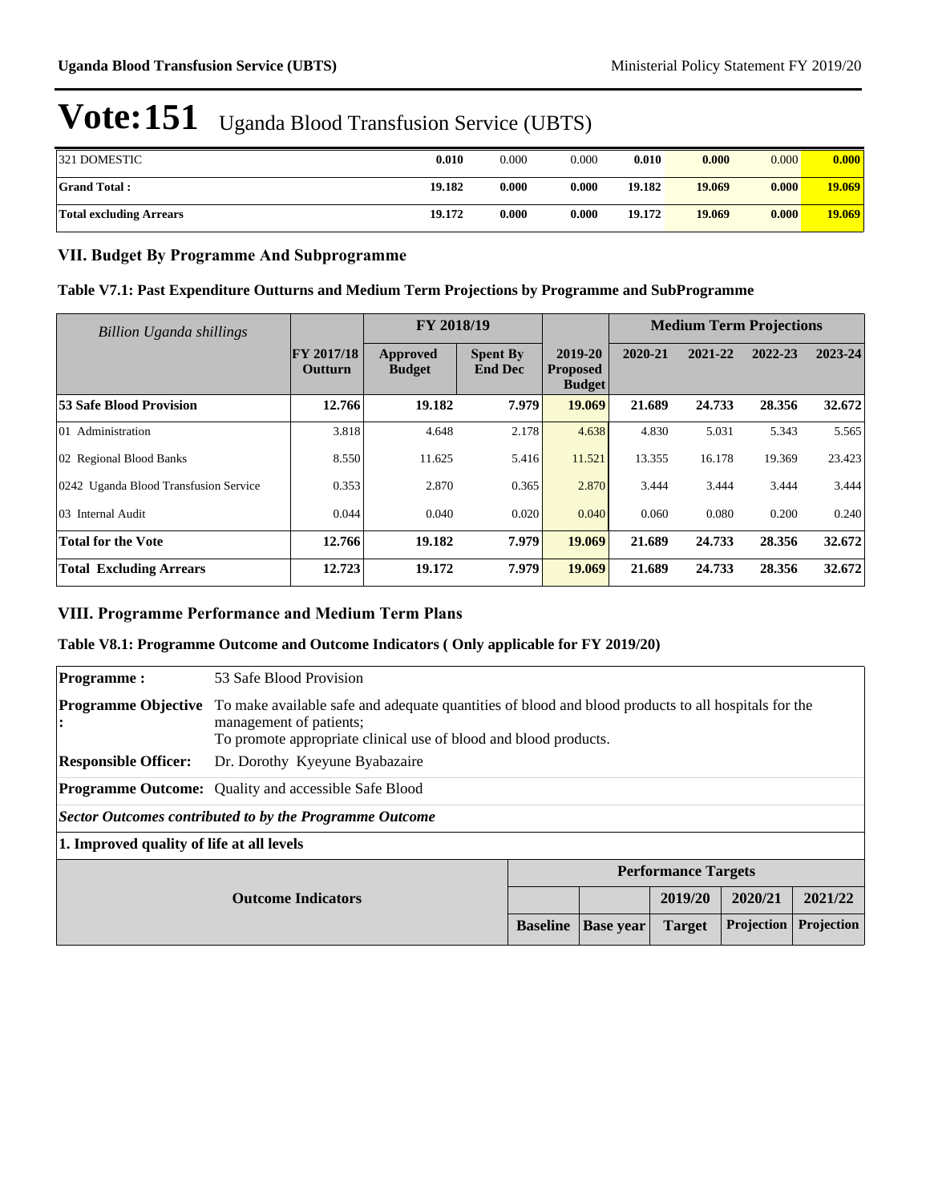# Vote:151 Uganda Blood Transfusion Service (UBTS)

| | | | | | | | |
|---|---|---|---|---|---|---|---|
| 321 DOMESTIC | **0.010** | 0.000 | 0.000 | **0.010** | **0.000** | 0.000 | **0.000** |
| **Grand Total :** | **19.182** | **0.000** | **0.000** | **19.182** | **19.069** | **0.000** | **19.069** |
| **Total excluding Arrears** | **19.172** | **0.000** | **0.000** | **19.172** | **19.069** | **0.000** | **19.069** |

## VII. Budget By Programme And Subprogramme

### Table V7.1: Past Expenditure Outturns and Medium Term Projections by Programme and SubProgramme

| *Billion Uganda shillings* | | FY 2018/19 | | | Medium Term Projections | | | |
|---|---|---|---|---|---|---|---|---|
| | **FY 2017/18 Outturn** | **Approved Budget** | **Spent By End Dec** | **2019-20 Proposed Budget** | **2020-21** | **2021-22** | **2022-23** | **2023-24** |
| **53 Safe Blood Provision** | **12.766** | **19.182** | **7.979** | **19.069** | **21.689** | **24.733** | **28.356** | **32.672** |
| 01 Administration | 3.818 | 4.648 | 2.178 | 4.638 | 4.830 | 5.031 | 5.343 | 5.565 |
| 02 Regional Blood Banks | 8.550 | 11.625 | 5.416 | 11.521 | 13.355 | 16.178 | 19.369 | 23.423 |
| 0242 Uganda Blood Transfusion Service | 0.353 | 2.870 | 0.365 | 2.870 | 3.444 | 3.444 | 3.444 | 3.444 |
| 03 Internal Audit | 0.044 | 0.040 | 0.020 | 0.040 | 0.060 | 0.080 | 0.200 | 0.240 |
| **Total for the Vote** | **12.766** | **19.182** | **7.979** | **19.069** | **21.689** | **24.733** | **28.356** | **32.672** |
| **Total Excluding Arrears** | **12.723** | **19.172** | **7.979** | **19.069** | **21.689** | **24.733** | **28.356** | **32.672** |

## VIII. Programme Performance and Medium Term Plans

### Table V8.1: Programme Outcome and Outcome Indicators ( Only applicable for FY 2019/20)

| | |
|---|---|
| **Programme :** | 53 Safe Blood Provision |
| **Programme Objective :** | To make available safe and adequate quantities of blood and blood products to all hospitals for the management of patients;<br>To promote appropriate clinical use of blood and blood products. |
| **Responsible Officer:** | Dr. Dorothy Kyeyune Byabazaire |
| **Programme Outcome:** | Quality and accessible Safe Blood |

***Sector Outcomes contributed to by the Programme Outcome***

**1. Improved quality of life at all levels**

| **Outcome Indicators** | **Performance Targets** | | | | |
|---|---|---|---|---|---|
| | | | **2019/20** | **2020/21** | **2021/22** |
| | **Baseline** | **Base year** | **Target** | **Projection** | **Projection** |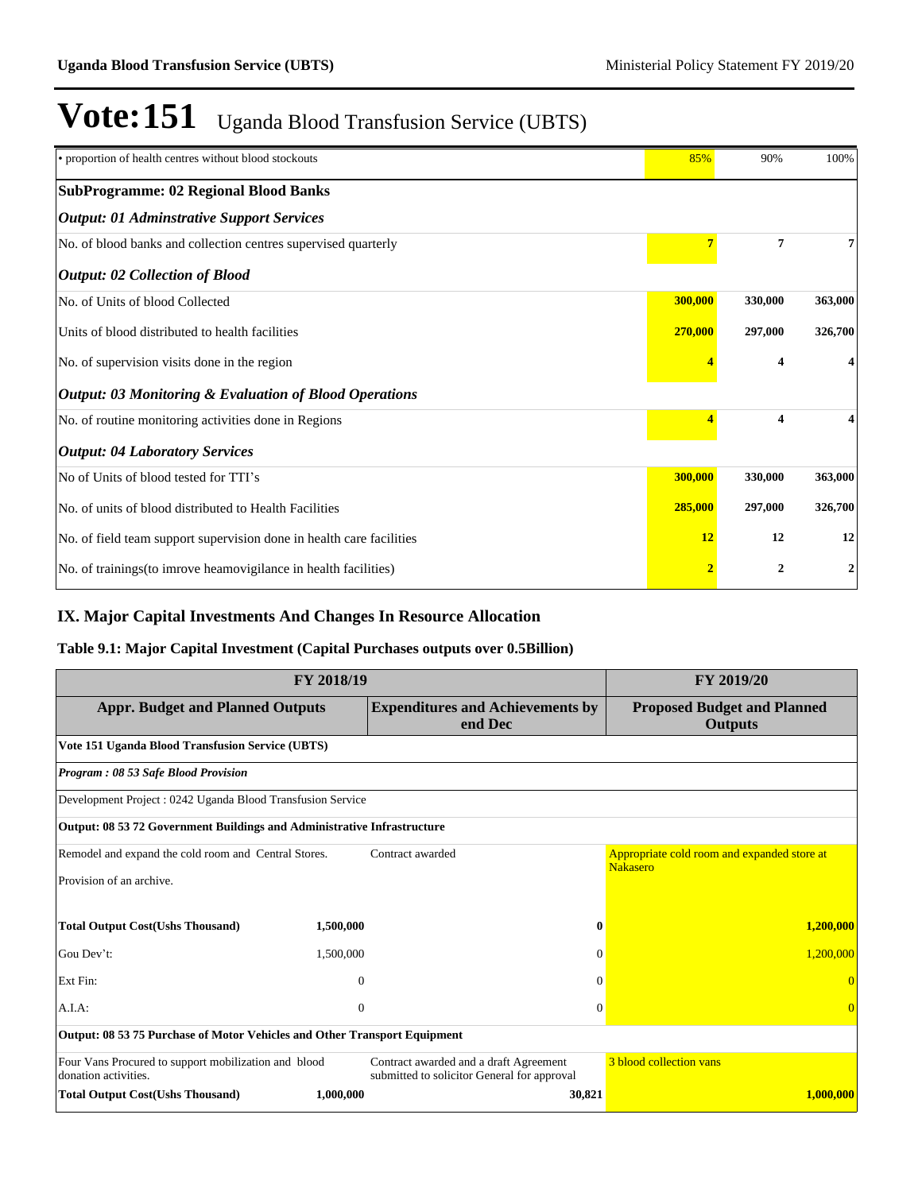# Vote:151 Uganda Blood Transfusion Service (UBTS)

| | | | |
|---|---|---|---|
| • proportion of health centres without blood stockouts | 85% | 90% | 100% |
| **SubProgramme: 02 Regional Blood Banks** | | | |
| ***Output: 01 Adminstrative Support Services*** | | | |
| No. of blood banks and collection centres supervised quarterly | **7** | **7** | **7** |
| ***Output: 02 Collection of Blood*** | | | |
| No. of Units of blood Collected | **300,000** | **330,000** | **363,000** |
| Units of blood distributed to health facilities | **270,000** | **297,000** | **326,700** |
| No. of supervision visits done in the region | **4** | **4** | **4** |
| ***Output: 03 Monitoring & Evaluation of Blood Operations*** | | | |
| No. of routine monitoring activities done in Regions | **4** | **4** | **4** |
| ***Output: 04 Laboratory Services*** | | | |
| No of Units of blood tested for TTI's | **300,000** | **330,000** | **363,000** |
| No. of units of blood distributed to Health Facilities | **285,000** | **297,000** | **326,700** |
| No. of field team support supervision done in health care facilities | **12** | **12** | **12** |
| No. of trainings(to imrove heamovigilance in health facilities) | **2** | **2** | **2** |

## IX. Major Capital Investments And Changes In Resource Allocation

### Table 9.1: Major Capital Investment (Capital Purchases outputs over 0.5Billion)

| FY 2018/19 | | | FY 2019/20 |
|---|---|---|---|
| **Appr. Budget and Planned Outputs** | | **Expenditures and Achievements by end Dec** | **Proposed Budget and Planned Outputs** |
| **Vote 151 Uganda Blood Transfusion Service (UBTS)** | | | |
| ***Program : 08 53 Safe Blood Provision*** | | | |
| Development Project : 0242 Uganda Blood Transfusion Service | | | |
| **Output: 08 53 72 Government Buildings and Administrative Infrastructure** | | | |
| Remodel and expand the cold room and Central Stores.<br>Provision of an archive. | | Contract awarded | Appropriate cold room and expanded store at Nakasero |
| **Total Output Cost(Ushs Thousand)** | **1,500,000** | **0** | **1,200,000** |
| Gou Dev't: | 1,500,000 | 0 | 1,200,000 |
| Ext Fin: | 0 | 0 | 0 |
| A.I.A: | 0 | 0 | 0 |
| **Output: 08 53 75 Purchase of Motor Vehicles and Other Transport Equipment** | | | |
| Four Vans Procured to support mobilization and blood donation activities. | | Contract awarded and a draft Agreement submitted to solicitor General for approval | 3 blood collection vans |
| **Total Output Cost(Ushs Thousand)** | **1,000,000** | **30,821** | **1,000,000** |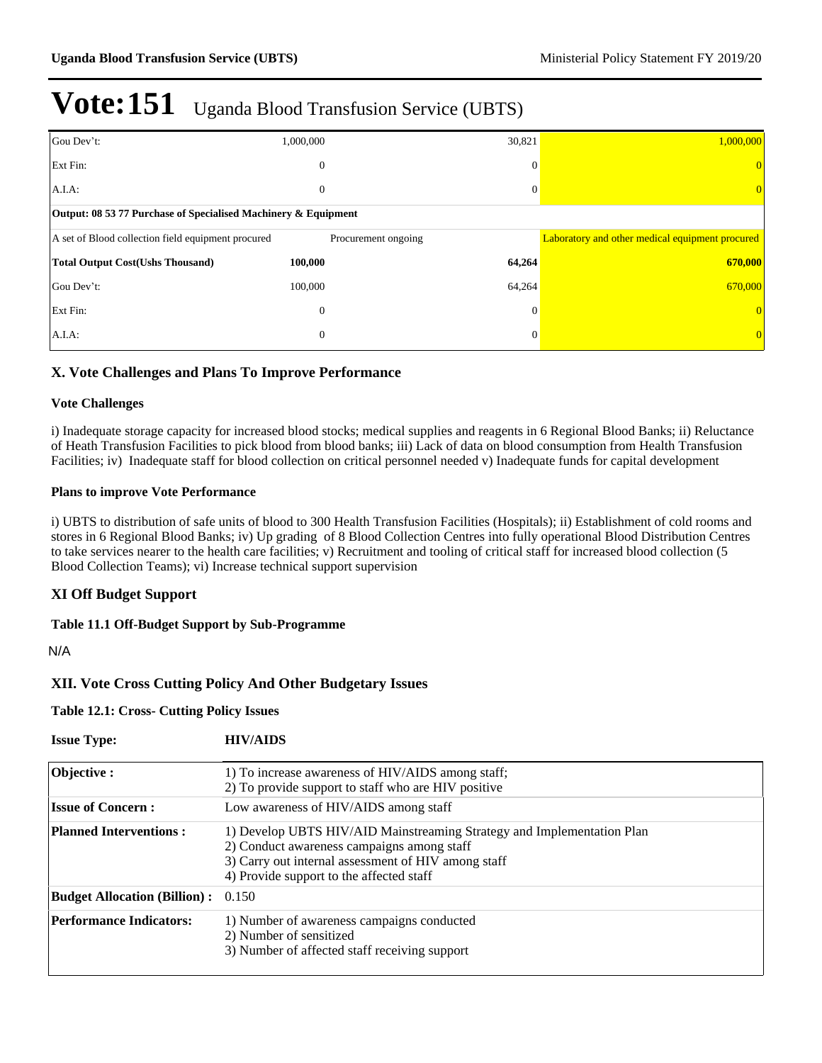# Vote:151 Uganda Blood Transfusion Service (UBTS)

| | | | |
|---|---|---|---|
| Gou Dev't: | 1,000,000 | 30,821 | 1,000,000 |
| Ext Fin: | 0 | 0 | 0 |
| A.I.A: | 0 | 0 | 0 |
| **Output: 08 53 77 Purchase of Specialised Machinery & Equipment** | | | |
| A set of Blood collection field equipment procured | Procurement ongoing | | Laboratory and other medical equipment procured |
| **Total Output Cost(Ushs Thousand)** | **100,000** | **64,264** | **670,000** |
| Gou Dev't: | 100,000 | 64,264 | 670,000 |
| Ext Fin: | 0 | 0 | 0 |
| A.I.A: | 0 | 0 | 0 |

## X. Vote Challenges and Plans To Improve Performance

### Vote Challenges

i) Inadequate storage capacity for increased blood stocks; medical supplies and reagents in 6 Regional Blood Banks; ii) Reluctance of Heath Transfusion Facilities to pick blood from blood banks; iii) Lack of data on blood consumption from Health Transfusion Facilities; iv) Inadequate staff for blood collection on critical personnel needed v) Inadequate funds for capital development

### Plans to improve Vote Performance

i) UBTS to distribution of safe units of blood to 300 Health Transfusion Facilities (Hospitals); ii) Establishment of cold rooms and stores in 6 Regional Blood Banks; iv) Up grading of 8 Blood Collection Centres into fully operational Blood Distribution Centres to take services nearer to the health care facilities; v) Recruitment and tooling of critical staff for increased blood collection (5 Blood Collection Teams); vi) Increase technical support supervision

## XI Off Budget Support

### Table 11.1 Off-Budget Support by Sub-Programme

N/A

## XII. Vote Cross Cutting Policy And Other Budgetary Issues

### Table 12.1: Cross- Cutting Policy Issues

**Issue Type:** **HIV/AIDS**

| | |
|---|---|
| **Objective :** | 1) To increase awareness of HIV/AIDS among staff;<br>2) To provide support to staff who are HIV positive |
| **Issue of Concern :** | Low awareness of HIV/AIDS among staff |
| **Planned Interventions :** | 1) Develop UBTS HIV/AID Mainstreaming Strategy and Implementation Plan<br>2) Conduct awareness campaigns among staff<br>3) Carry out internal assessment of HIV among staff<br>4) Provide support to the affected staff |
| **Budget Allocation (Billion) :** | 0.150 |
| **Performance Indicators:** | 1) Number of awareness campaigns conducted<br>2) Number of sensitized<br>3) Number of affected staff receiving support |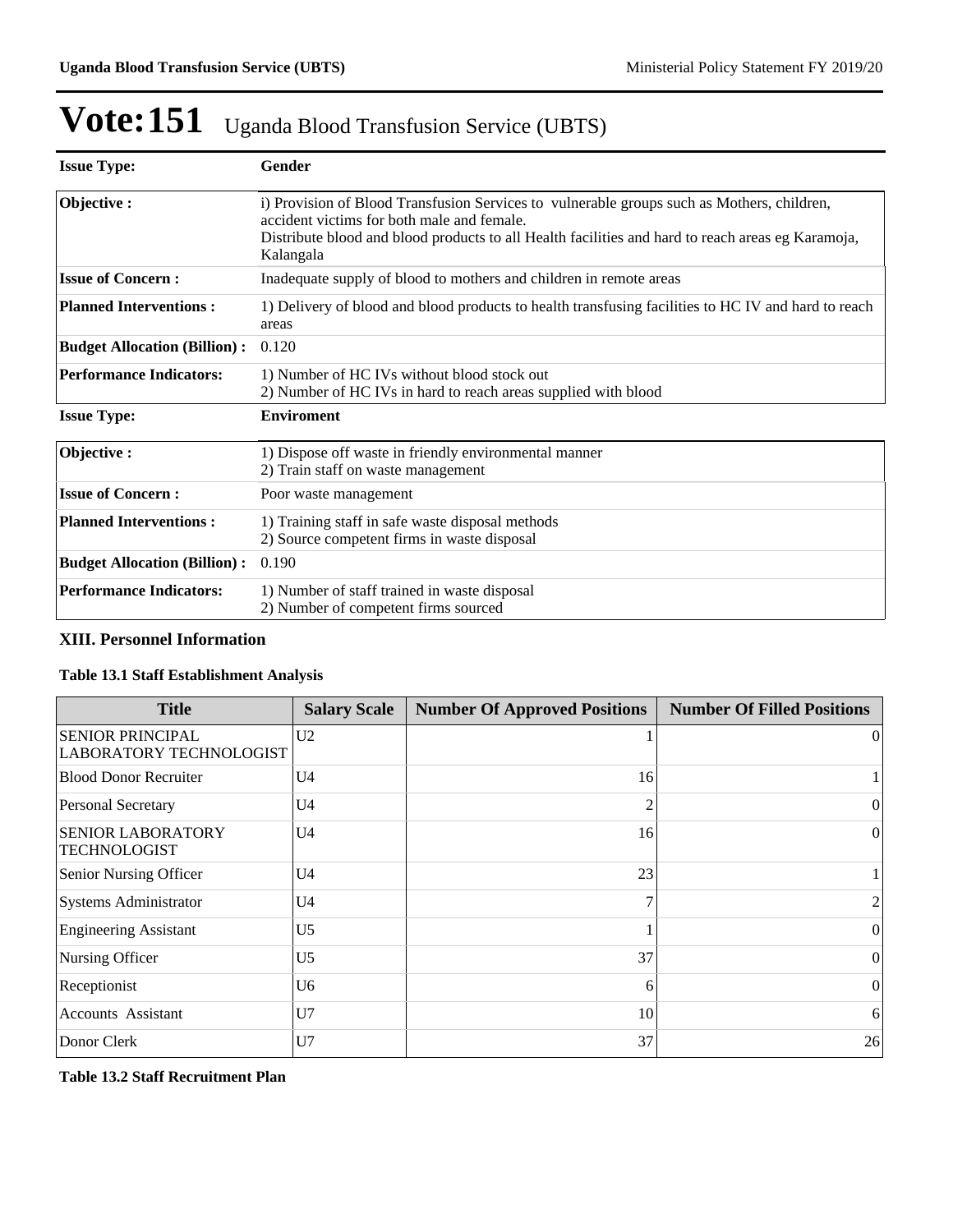# Vote:151 Uganda Blood Transfusion Service (UBTS)

| **Issue Type:** | **Gender** |
|---|---|
| **Objective :** | i) Provision of Blood Transfusion Services to vulnerable groups such as Mothers, children, accident victims for both male and female.<br>Distribute blood and blood products to all Health facilities and hard to reach areas eg Karamoja, Kalangala |
| **Issue of Concern :** | Inadequate supply of blood to mothers and children in remote areas |
| **Planned Interventions :** | 1) Delivery of blood and blood products to health transfusing facilities to HC IV and hard to reach areas |
| **Budget Allocation (Billion) :** | 0.120 |
| **Performance Indicators:** | 1) Number of HC IVs without blood stock out<br>2) Number of HC IVs in hard to reach areas supplied with blood |

| **Issue Type:** | **Enviroment** |
|---|---|
| **Objective :** | 1) Dispose off waste in friendly environmental manner<br>2) Train staff on waste management |
| **Issue of Concern :** | Poor waste management |
| **Planned Interventions :** | 1) Training staff in safe waste disposal methods<br>2) Source competent firms in waste disposal |
| **Budget Allocation (Billion) :** | 0.190 |
| **Performance Indicators:** | 1) Number of staff trained in waste disposal<br>2) Number of competent firms sourced |

## XIII. Personnel Information

### Table 13.1 Staff Establishment Analysis

| Title | Salary Scale | Number Of Approved Positions | Number Of Filled Positions |
|---|---|---|---|
| SENIOR PRINCIPAL LABORATORY TECHNOLOGIST | U2 | 1 | 0 |
| Blood Donor Recruiter | U4 | 16 | 1 |
| Personal Secretary | U4 | 2 | 0 |
| SENIOR LABORATORY TECHNOLOGIST | U4 | 16 | 0 |
| Senior Nursing Officer | U4 | 23 | 1 |
| Systems Administrator | U4 | 7 | 2 |
| Engineering Assistant | U5 | 1 | 0 |
| Nursing Officer | U5 | 37 | 0 |
| Receptionist | U6 | 6 | 0 |
| Accounts Assistant | U7 | 10 | 6 |
| Donor Clerk | U7 | 37 | 26 |

### Table 13.2 Staff Recruitment Plan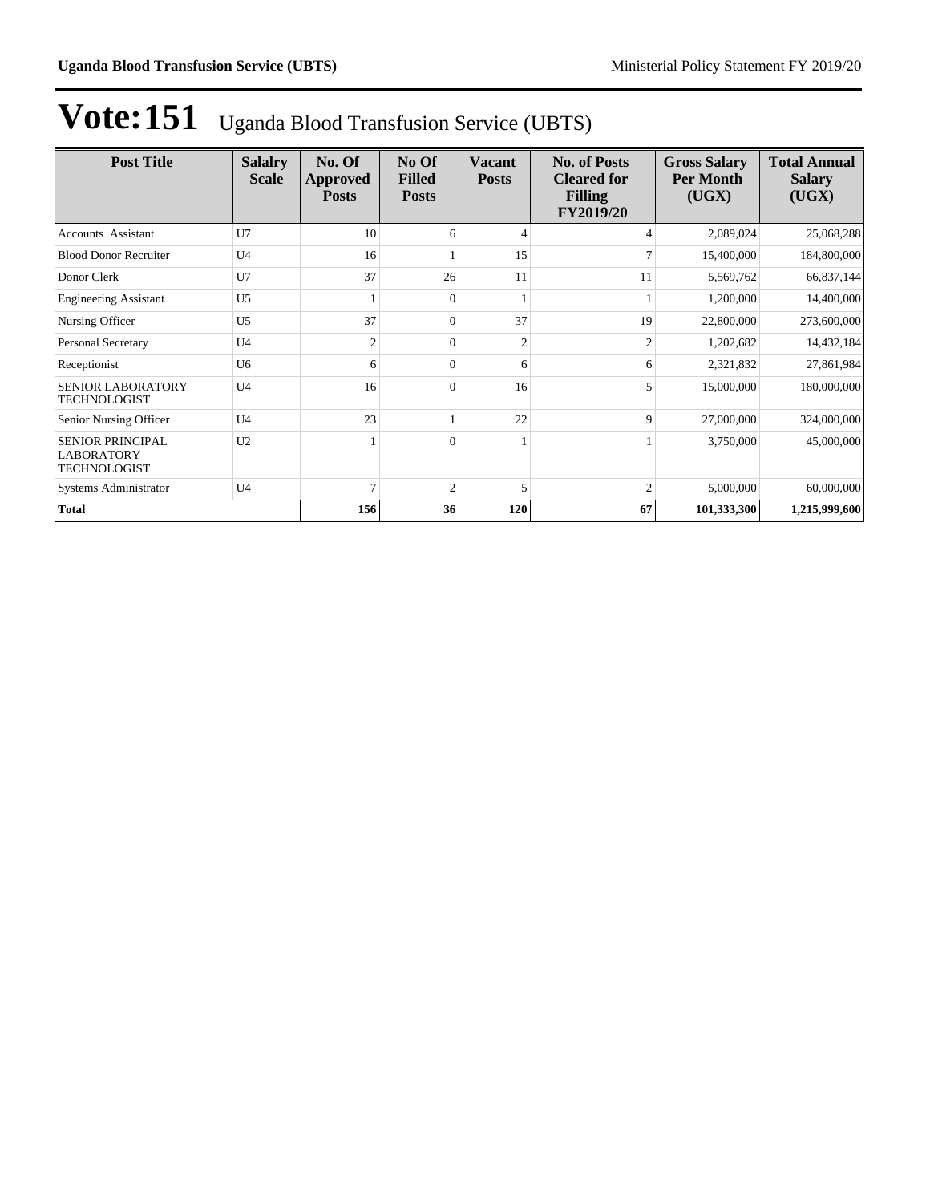# Vote:151 Uganda Blood Transfusion Service (UBTS)

| Post Title | Salalry Scale | No. Of Approved Posts | No Of Filled Posts | Vacant Posts | No. of Posts Cleared for Filling FY2019/20 | Gross Salary Per Month (UGX) | Total Annual Salary (UGX) |
|---|---|---|---|---|---|---|---|
| Accounts Assistant | U7 | 10 | 6 | 4 | 4 | 2,089,024 | 25,068,288 |
| Blood Donor Recruiter | U4 | 16 | 1 | 15 | 7 | 15,400,000 | 184,800,000 |
| Donor Clerk | U7 | 37 | 26 | 11 | 11 | 5,569,762 | 66,837,144 |
| Engineering Assistant | U5 | 1 | 0 | 1 | 1 | 1,200,000 | 14,400,000 |
| Nursing Officer | U5 | 37 | 0 | 37 | 19 | 22,800,000 | 273,600,000 |
| Personal Secretary | U4 | 2 | 0 | 2 | 2 | 1,202,682 | 14,432,184 |
| Receptionist | U6 | 6 | 0 | 6 | 6 | 2,321,832 | 27,861,984 |
| SENIOR LABORATORY TECHNOLOGIST | U4 | 16 | 0 | 16 | 5 | 15,000,000 | 180,000,000 |
| Senior Nursing Officer | U4 | 23 | 1 | 22 | 9 | 27,000,000 | 324,000,000 |
| SENIOR PRINCIPAL LABORATORY TECHNOLOGIST | U2 | 1 | 0 | 1 | 1 | 3,750,000 | 45,000,000 |
| Systems Administrator | U4 | 7 | 2 | 5 | 2 | 5,000,000 | 60,000,000 |
| **Total** | | **156** | **36** | **120** | **67** | **101,333,300** | **1,215,999,600** |